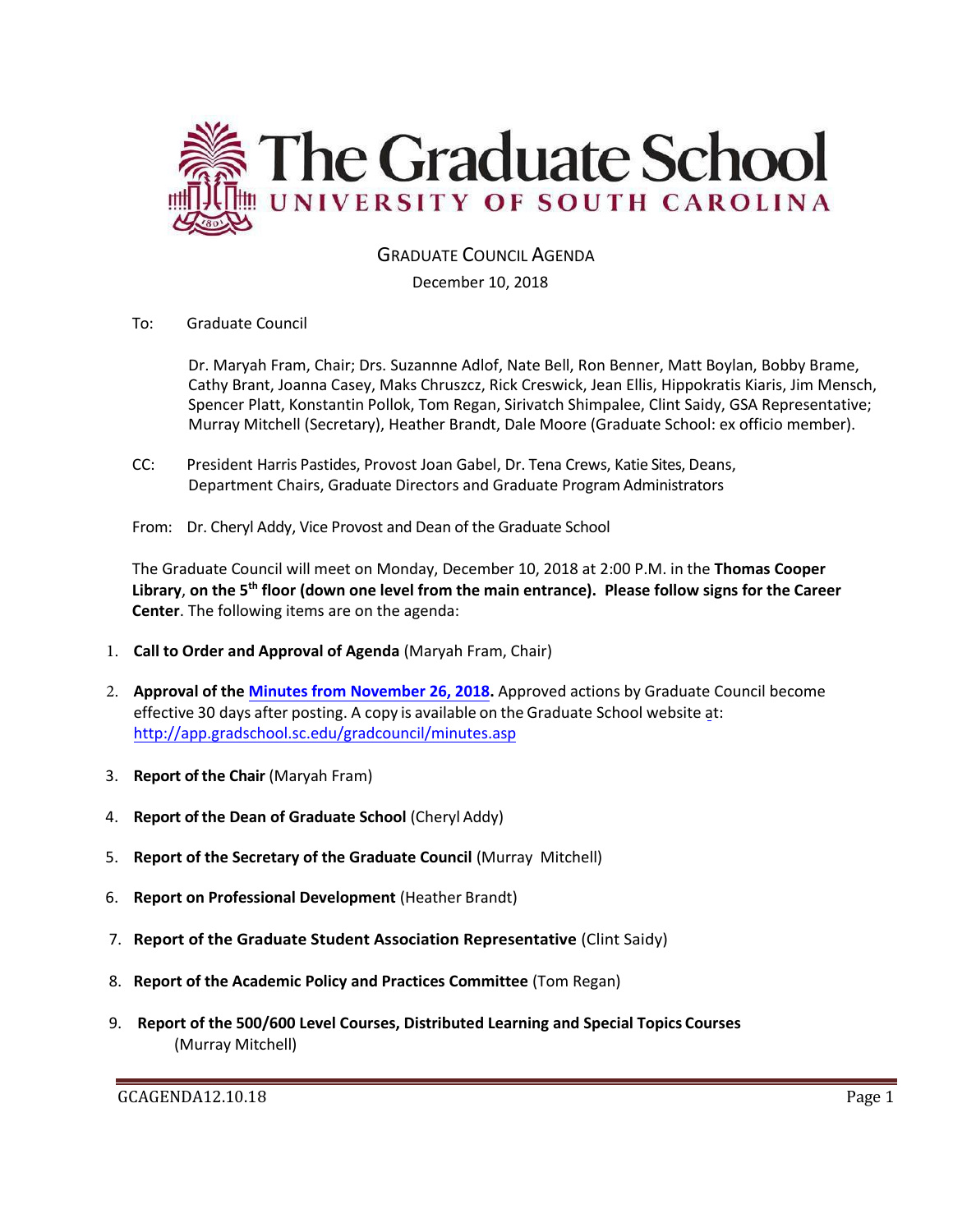# The Graduate School

## UNIVERSITY OF SOUTH CAROLINA

GRADUATE COUNCIL AGENDA

December 10, 2018

To: Graduate Council

Dr. Maryah Fram, Chair; Drs. Suzannne Adlof, Nate Bell, Ron Benner, Matt Boylan, Bobby Brame, Cathy Brant, Joanna Casey, Maks Chruszcz, Rick Creswick, Jean Ellis, Hippokratis Kiaris, Jim Mensch, Spencer Platt, Konstantin Pollok, Tom Regan, Sirivatch Shimpalee, Clint Saidy, GSA Representative; Murray Mitchell (Secretary), Heather Brandt, Dale Moore (Graduate School: ex officio member).

CC: President Harris Pastides, Provost Joan Gabel, Dr. Tena Crews, Katie Sites, Deans, Department Chairs, Graduate Directors and Graduate Program Administrators

From: Dr. Cheryl Addy, Vice Provost and Dean of the Graduate School

The Graduate Council will meet on Monday, December 10, 2018 at 2:00 P.M. in the **Thomas Cooper Library**, **on the 5th floor (down one level from the main entrance). Please follow signs for the Career Center**. The following items are on the agenda:

1. **Call to Order and Approval of Agenda** (Maryah Fram, Chair)
2. **Approval of the [Minutes from November 26, 2018](http://app.gradschool.sc.edu/gradcouncil/minutes.asp).** Approved actions by Graduate Council become effective 30 days after posting. A copy is available on the Graduate School website at: http://app.gradschool.sc.edu/gradcouncil/minutes.asp
3. **Report of the Chair** (Maryah Fram)
4. **Report of the Dean of Graduate School** (Cheryl Addy)
5. **Report of the Secretary of the Graduate Council** (Murray Mitchell)
6. **Report on Professional Development** (Heather Brandt)
7. **Report of the Graduate Student Association Representative** (Clint Saidy)
8. **Report of the Academic Policy and Practices Committee** (Tom Regan)
9. **Report of the 500/600 Level Courses, Distributed Learning and Special Topics Courses** (Murray Mitchell)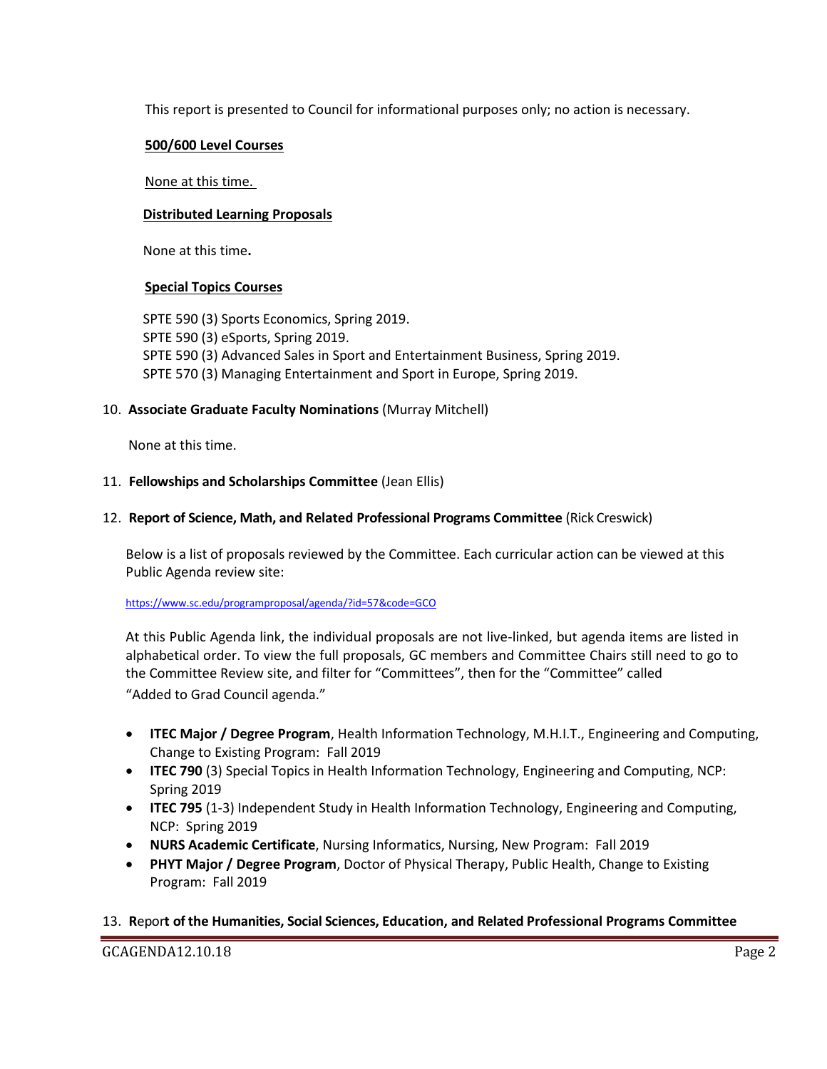This report is presented to Council for informational purposes only; no action is necessary.

**500/600 Level Courses**

None at this time.

**Distributed Learning Proposals**

None at this time**.**

**Special Topics Courses**

SPTE 590 (3) Sports Economics, Spring 2019.
SPTE 590 (3) eSports, Spring 2019.
SPTE 590 (3) Advanced Sales in Sport and Entertainment Business, Spring 2019.
SPTE 570 (3) Managing Entertainment and Sport in Europe, Spring 2019.

10. **Associate Graduate Faculty Nominations** (Murray Mitchell)

    None at this time.

11. **Fellowships and Scholarships Committee** (Jean Ellis)

12. **Report of Science, Math, and Related Professional Programs Committee** (Rick Creswick)

    Below is a list of proposals reviewed by the Committee. Each curricular action can be viewed at this Public Agenda review site:

    https://www.sc.edu/programproposal/agenda/?id=57&code=GCO

    At this Public Agenda link, the individual proposals are not live-linked, but agenda items are listed in alphabetical order. To view the full proposals, GC members and Committee Chairs still need to go to the Committee Review site, and filter for "Committees", then for the "Committee" called "Added to Grad Council agenda."

    - **ITEC Major / Degree Program**, Health Information Technology, M.H.I.T., Engineering and Computing, Change to Existing Program: Fall 2019
    - **ITEC 790** (3) Special Topics in Health Information Technology, Engineering and Computing, NCP: Spring 2019
    - **ITEC 795** (1-3) Independent Study in Health Information Technology, Engineering and Computing, NCP: Spring 2019
    - **NURS Academic Certificate**, Nursing Informatics, Nursing, New Program: Fall 2019
    - **PHYT Major / Degree Program**, Doctor of Physical Therapy, Public Health, Change to Existing Program: Fall 2019

13. **Report of the Humanities, Social Sciences, Education, and Related Professional Programs Committee**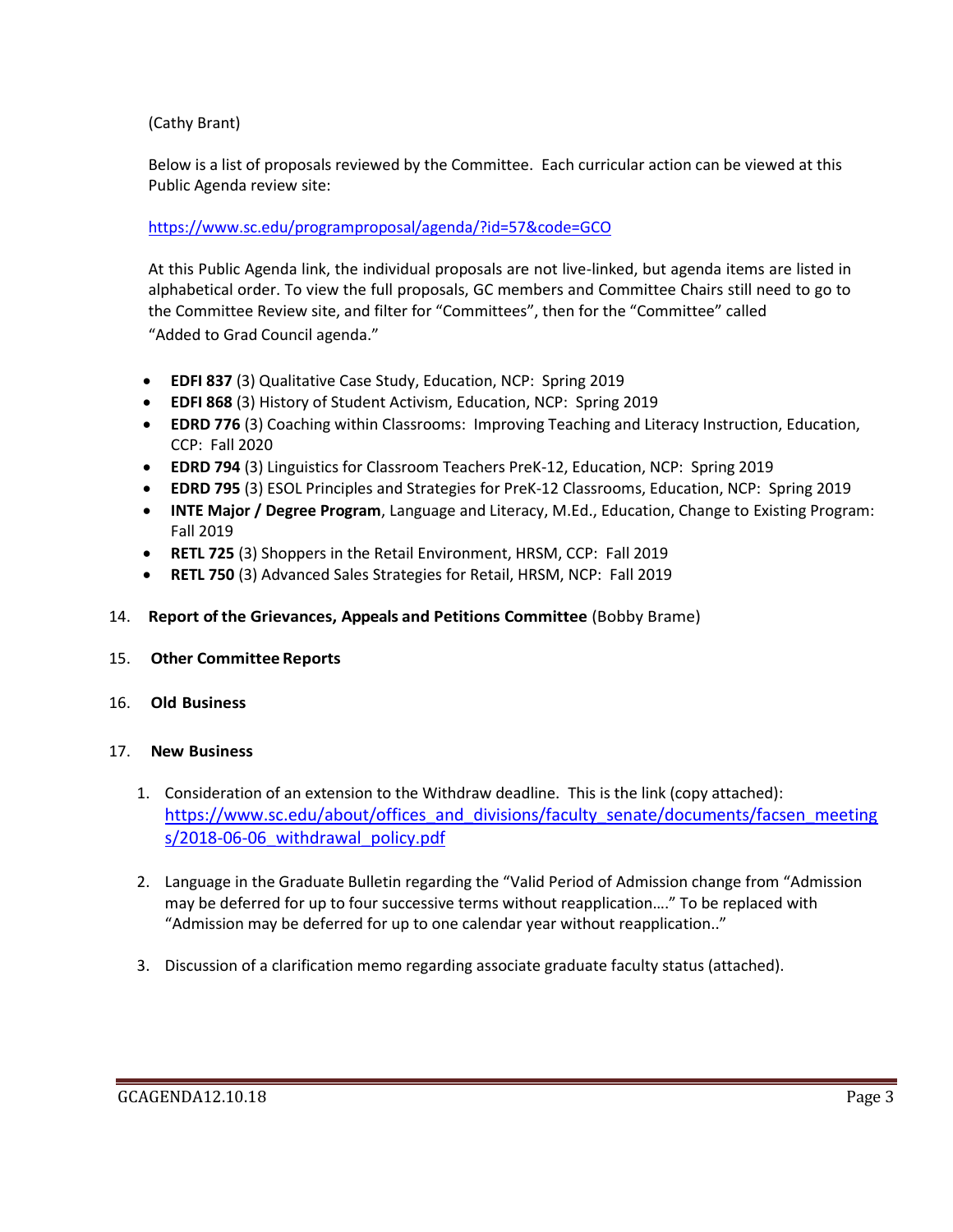(Cathy Brant)

Below is a list of proposals reviewed by the Committee. Each curricular action can be viewed at this Public Agenda review site:

https://www.sc.edu/programproposal/agenda/?id=57&code=GCO

At this Public Agenda link, the individual proposals are not live-linked, but agenda items are listed in alphabetical order. To view the full proposals, GC members and Committee Chairs still need to go to the Committee Review site, and filter for "Committees", then for the "Committee" called "Added to Grad Council agenda."

- **EDFI 837** (3) Qualitative Case Study, Education, NCP: Spring 2019
- **EDFI 868** (3) History of Student Activism, Education, NCP: Spring 2019
- **EDRD 776** (3) Coaching within Classrooms: Improving Teaching and Literacy Instruction, Education, CCP: Fall 2020
- **EDRD 794** (3) Linguistics for Classroom Teachers PreK-12, Education, NCP: Spring 2019
- **EDRD 795** (3) ESOL Principles and Strategies for PreK-12 Classrooms, Education, NCP: Spring 2019
- **INTE Major / Degree Program**, Language and Literacy, M.Ed., Education, Change to Existing Program: Fall 2019
- **RETL 725** (3) Shoppers in the Retail Environment, HRSM, CCP: Fall 2019
- **RETL 750** (3) Advanced Sales Strategies for Retail, HRSM, NCP: Fall 2019

14. **Report of the Grievances, Appeals and Petitions Committee** (Bobby Brame)

15. **Other Committee Reports**

16. **Old Business**

17. **New Business**

    1. Consideration of an extension to the Withdraw deadline. This is the link (copy attached): https://www.sc.edu/about/offices_and_divisions/faculty_senate/documents/facsen_meetings/2018-06-06_withdrawal_policy.pdf

    2. Language in the Graduate Bulletin regarding the "Valid Period of Admission change from "Admission may be deferred for up to four successive terms without reapplication…." To be replaced with "Admission may be deferred for up to one calendar year without reapplication.."

    3. Discussion of a clarification memo regarding associate graduate faculty status (attached).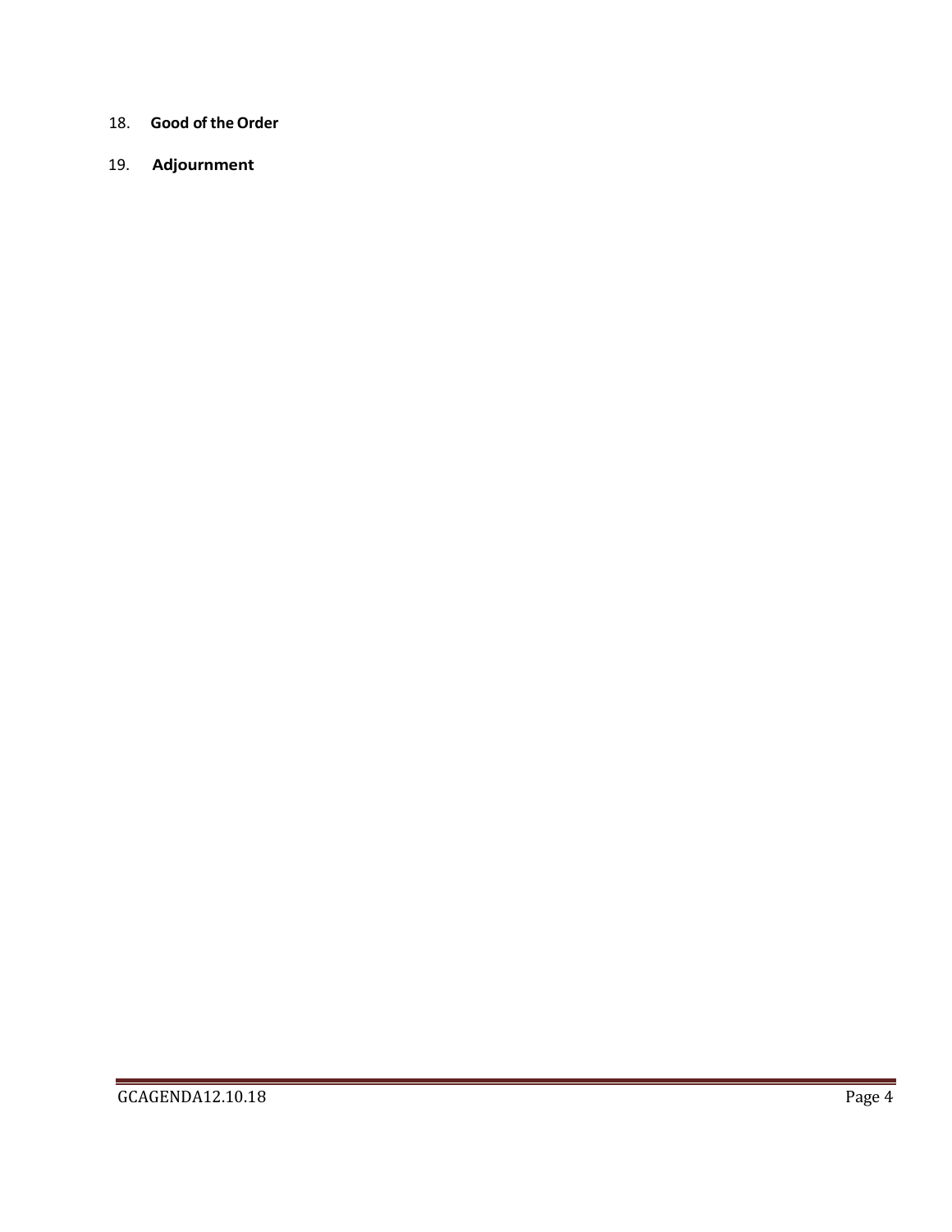18. **Good of the Order**

19. **Adjournment**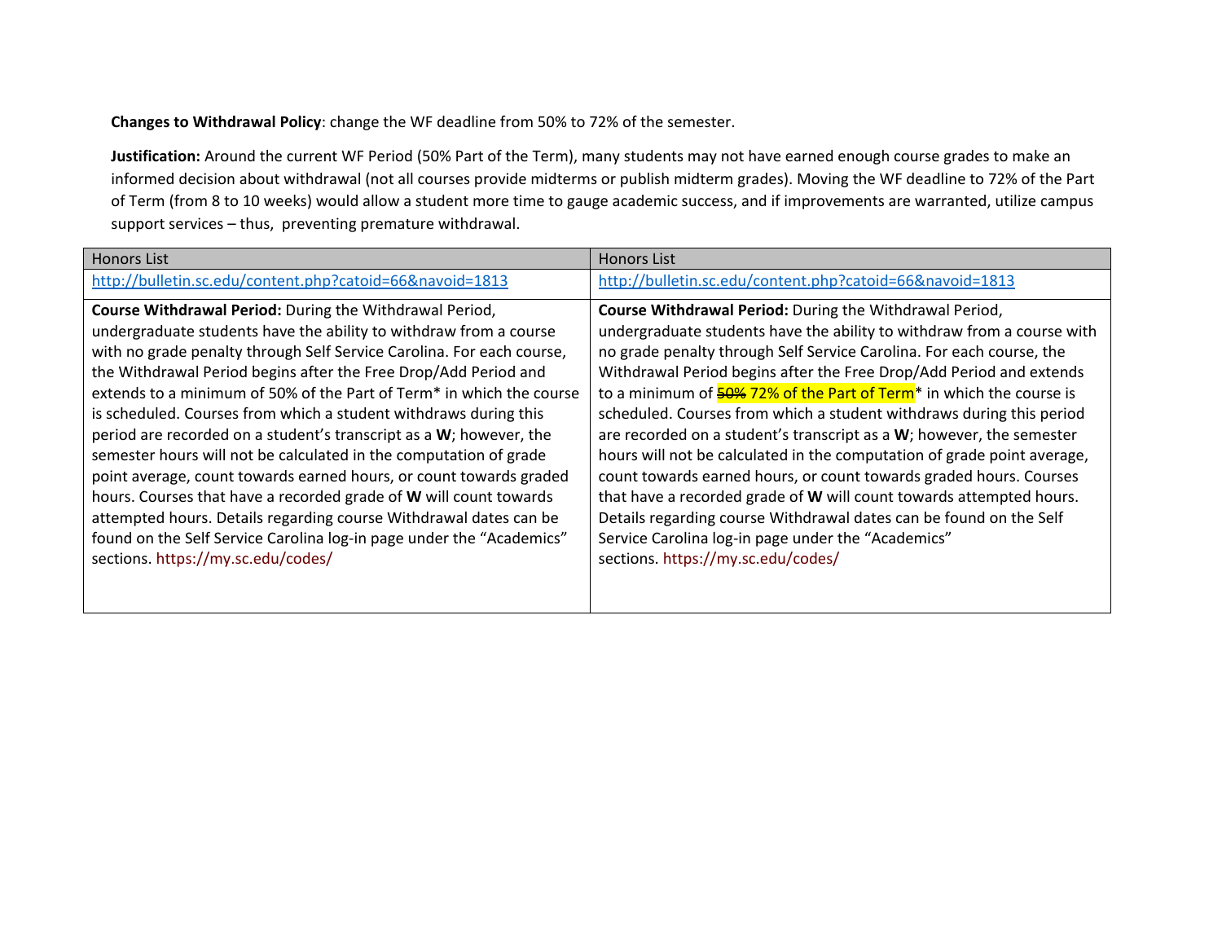**Changes to Withdrawal Policy**: change the WF deadline from 50% to 72% of the semester.

**Justification:** Around the current WF Period (50% Part of the Term), many students may not have earned enough course grades to make an informed decision about withdrawal (not all courses provide midterms or publish midterm grades). Moving the WF deadline to 72% of the Part of Term (from 8 to 10 weeks) would allow a student more time to gauge academic success, and if improvements are warranted, utilize campus support services – thus, preventing premature withdrawal.

| Honors List | Honors List |
|---|---|
| http://bulletin.sc.edu/content.php?catoid=66&navoid=1813 | http://bulletin.sc.edu/content.php?catoid=66&navoid=1813 |
| **Course Withdrawal Period:** During the Withdrawal Period, undergraduate students have the ability to withdraw from a course with no grade penalty through Self Service Carolina. For each course, the Withdrawal Period begins after the Free Drop/Add Period and extends to a minimum of 50% of the Part of Term* in which the course is scheduled. Courses from which a student withdraws during this period are recorded on a student's transcript as a **W**; however, the semester hours will not be calculated in the computation of grade point average, count towards earned hours, or count towards graded hours. Courses that have a recorded grade of **W** will count towards attempted hours. Details regarding course Withdrawal dates can be found on the Self Service Carolina log-in page under the "Academics" sections. https://my.sc.edu/codes/ | **Course Withdrawal Period:** During the Withdrawal Period, undergraduate students have the ability to withdraw from a course with no grade penalty through Self Service Carolina. For each course, the Withdrawal Period begins after the Free Drop/Add Period and extends to a minimum of ~~50%~~ 72% of the Part of Term* in which the course is scheduled. Courses from which a student withdraws during this period are recorded on a student's transcript as a **W**; however, the semester hours will not be calculated in the computation of grade point average, count towards earned hours, or count towards graded hours. Courses that have a recorded grade of **W** will count towards attempted hours. Details regarding course Withdrawal dates can be found on the Self Service Carolina log-in page under the "Academics" sections. https://my.sc.edu/codes/ |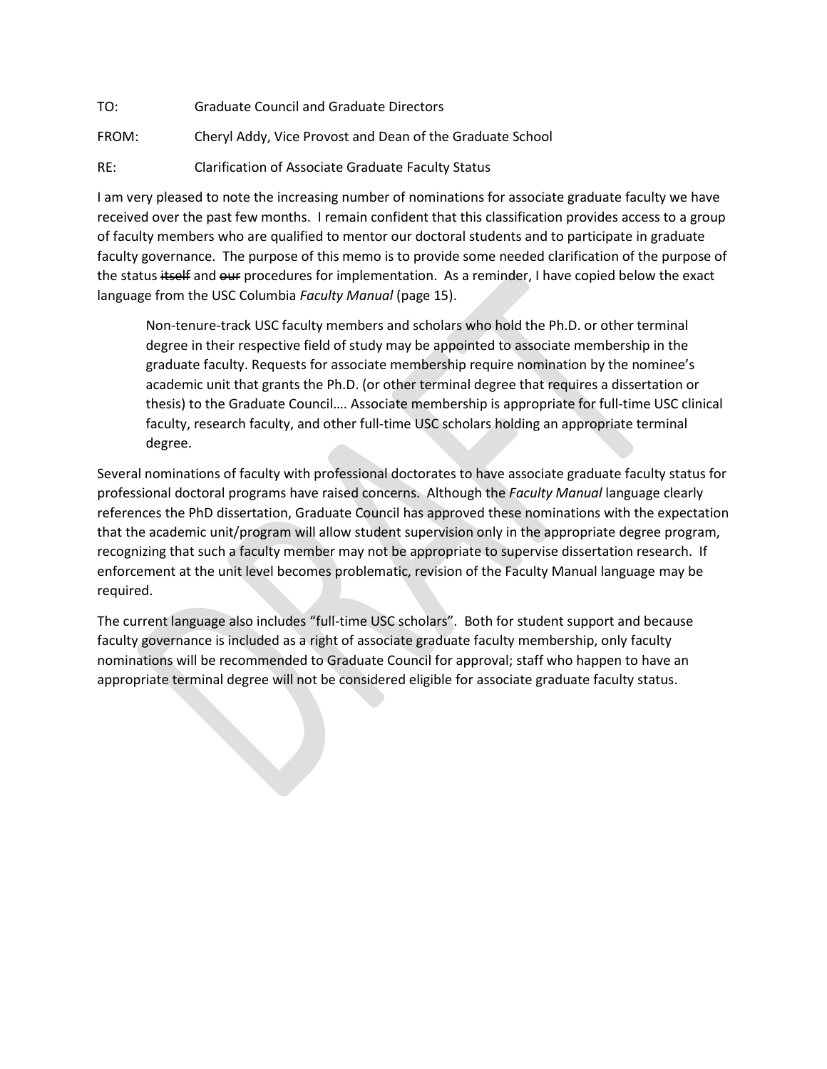TO: Graduate Council and Graduate Directors

FROM: Cheryl Addy, Vice Provost and Dean of the Graduate School

RE: Clarification of Associate Graduate Faculty Status

I am very pleased to note the increasing number of nominations for associate graduate faculty we have received over the past few months. I remain confident that this classification provides access to a group of faculty members who are qualified to mentor our doctoral students and to participate in graduate faculty governance. The purpose of this memo is to provide some needed clarification of the purpose of the status ~~itself~~ and ~~our~~ procedures for implementation. As a reminder, I have copied below the exact language from the USC Columbia *Faculty Manual* (page 15).

> Non-tenure-track USC faculty members and scholars who hold the Ph.D. or other terminal degree in their respective field of study may be appointed to associate membership in the graduate faculty. Requests for associate membership require nomination by the nominee's academic unit that grants the Ph.D. (or other terminal degree that requires a dissertation or thesis) to the Graduate Council…. Associate membership is appropriate for full-time USC clinical faculty, research faculty, and other full-time USC scholars holding an appropriate terminal degree.

Several nominations of faculty with professional doctorates to have associate graduate faculty status for professional doctoral programs have raised concerns. Although the *Faculty Manual* language clearly references the PhD dissertation, Graduate Council has approved these nominations with the expectation that the academic unit/program will allow student supervision only in the appropriate degree program, recognizing that such a faculty member may not be appropriate to supervise dissertation research. If enforcement at the unit level becomes problematic, revision of the Faculty Manual language may be required.

The current language also includes "full-time USC scholars". Both for student support and because faculty governance is included as a right of associate graduate faculty membership, only faculty nominations will be recommended to Graduate Council for approval; staff who happen to have an appropriate terminal degree will not be considered eligible for associate graduate faculty status.